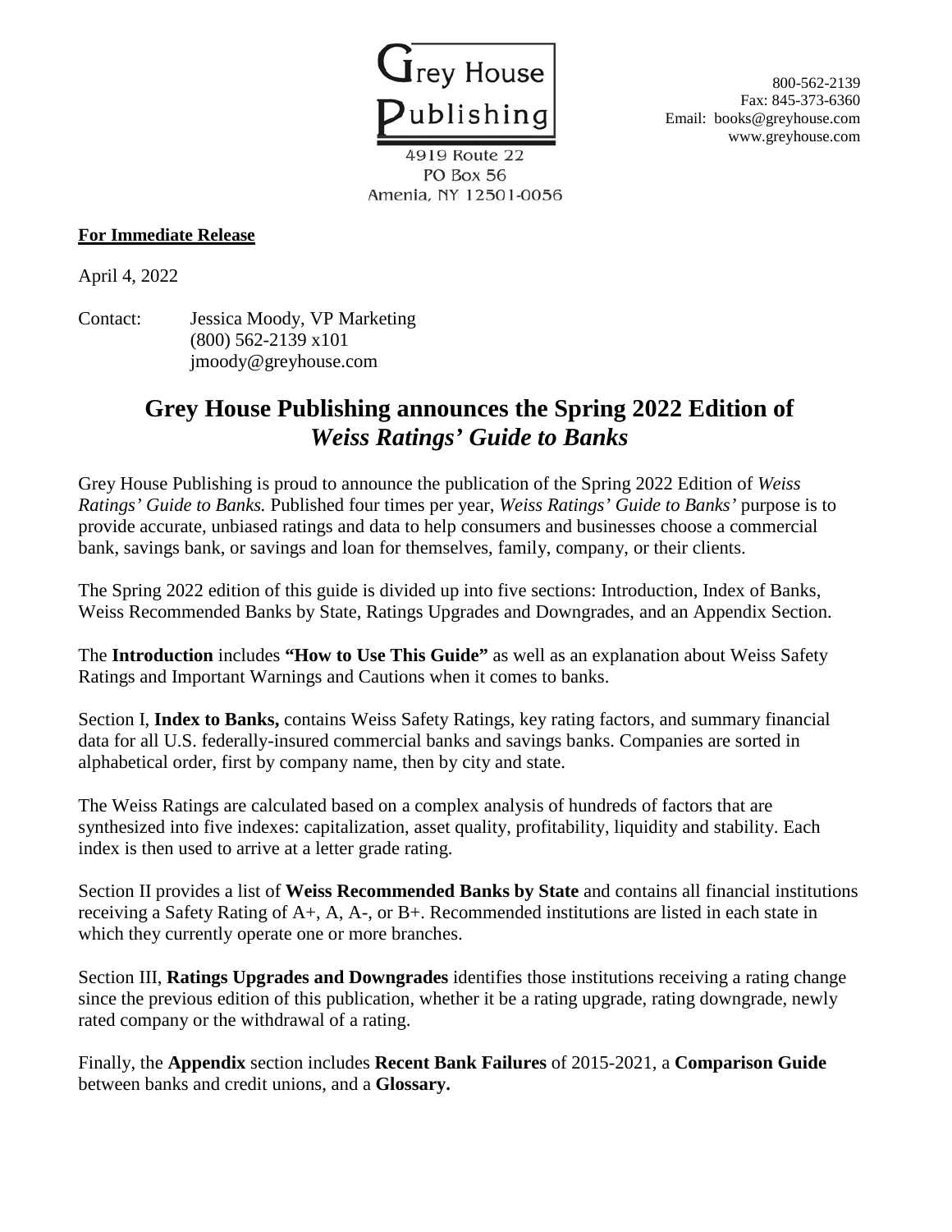Grey House Publishing

4919 Route 22
PO Box 56
Amenia, NY 12501-0056

800-562-2139
Fax: 845-373-6360
Email: books@greyhouse.com
www.greyhouse.com

**For Immediate Release**

April 4, 2022

Contact: Jessica Moody, VP Marketing
(800) 562-2139 x101
jmoody@greyhouse.com

# Grey House Publishing announces the Spring 2022 Edition of *Weiss Ratings' Guide to Banks*

Grey House Publishing is proud to announce the publication of the Spring 2022 Edition of *Weiss Ratings' Guide to Banks.* Published four times per year, *Weiss Ratings' Guide to Banks'* purpose is to provide accurate, unbiased ratings and data to help consumers and businesses choose a commercial bank, savings bank, or savings and loan for themselves, family, company, or their clients.

The Spring 2022 edition of this guide is divided up into five sections: Introduction, Index of Banks, Weiss Recommended Banks by State, Ratings Upgrades and Downgrades, and an Appendix Section.

The **Introduction** includes **"How to Use This Guide"** as well as an explanation about Weiss Safety Ratings and Important Warnings and Cautions when it comes to banks.

Section I, **Index to Banks,** contains Weiss Safety Ratings, key rating factors, and summary financial data for all U.S. federally-insured commercial banks and savings banks. Companies are sorted in alphabetical order, first by company name, then by city and state.

The Weiss Ratings are calculated based on a complex analysis of hundreds of factors that are synthesized into five indexes: capitalization, asset quality, profitability, liquidity and stability. Each index is then used to arrive at a letter grade rating.

Section II provides a list of **Weiss Recommended Banks by State** and contains all financial institutions receiving a Safety Rating of A+, A, A-, or B+. Recommended institutions are listed in each state in which they currently operate one or more branches.

Section III, **Ratings Upgrades and Downgrades** identifies those institutions receiving a rating change since the previous edition of this publication, whether it be a rating upgrade, rating downgrade, newly rated company or the withdrawal of a rating.

Finally, the **Appendix** section includes **Recent Bank Failures** of 2015-2021, a **Comparison Guide** between banks and credit unions, and a **Glossary.**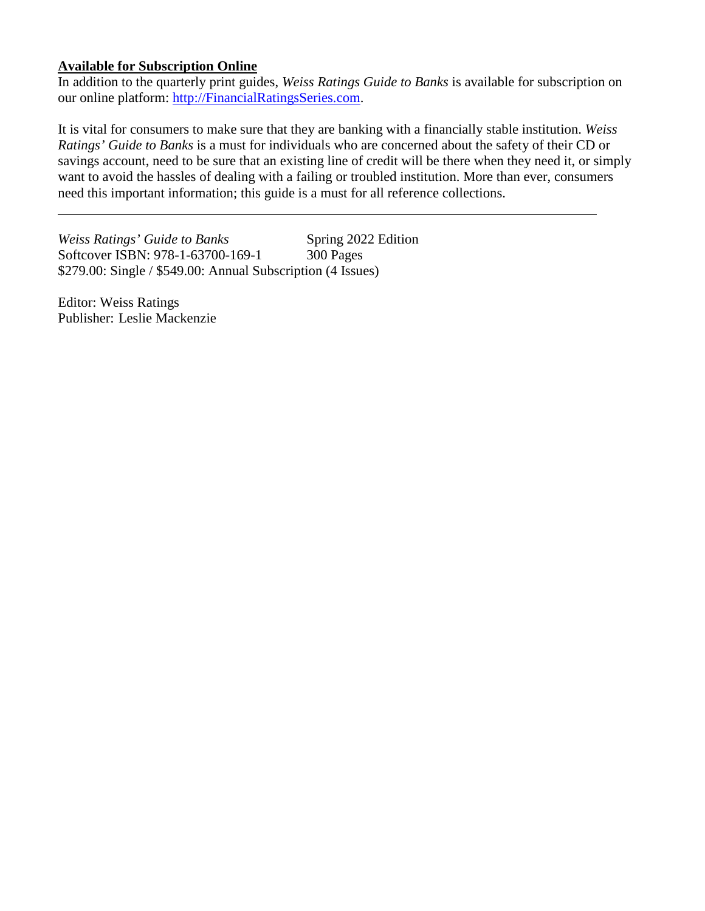**Available for Subscription Online**

In addition to the quarterly print guides, *Weiss Ratings Guide to Banks* is available for subscription on our online platform: [http://FinancialRatingsSeries.com](http://FinancialRatingsSeries.com).

It is vital for consumers to make sure that they are banking with a financially stable institution. *Weiss Ratings' Guide to Banks* is a must for individuals who are concerned about the safety of their CD or savings account, need to be sure that an existing line of credit will be there when they need it, or simply want to avoid the hassles of dealing with a failing or troubled institution. More than ever, consumers need this important information; this guide is a must for all reference collections.

---

*Weiss Ratings' Guide to Banks* Spring 2022 Edition
Softcover ISBN: 978-1-63700-169-1 300 Pages
$279.00: Single / $549.00: Annual Subscription (4 Issues)

Editor: Weiss Ratings
Publisher: Leslie Mackenzie